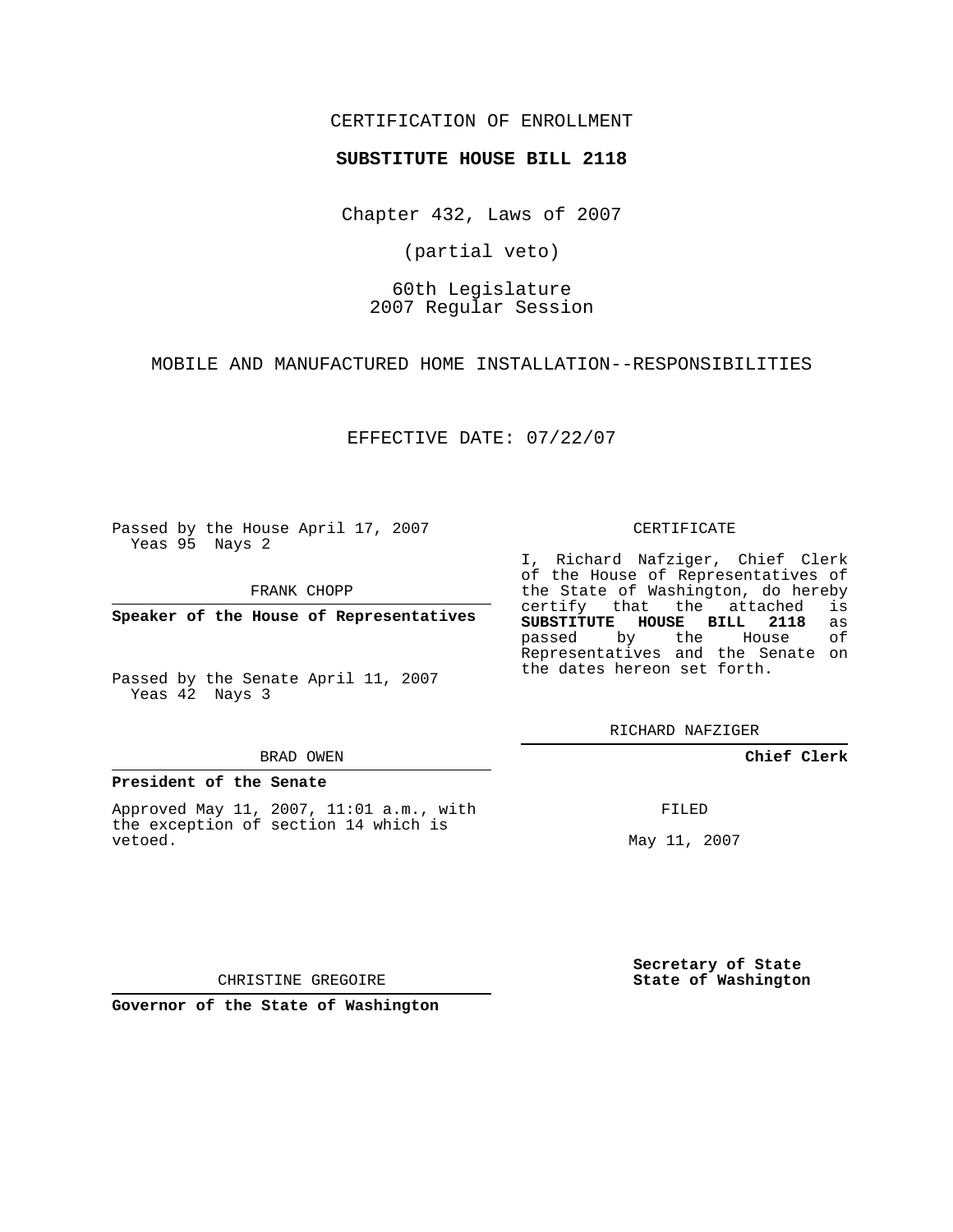CERTIFICATION OF ENROLLMENT

**SUBSTITUTE HOUSE BILL 2118**

Chapter 432, Laws of 2007

(partial veto)

60th Legislature
2007 Regular Session

MOBILE AND MANUFACTURED HOME INSTALLATION--RESPONSIBILITIES

EFFECTIVE DATE: 07/22/07

Passed by the House April 17, 2007
Yeas 95 Nays 2

FRANK CHOPP

**Speaker of the House of Representatives**

Passed by the Senate April 11, 2007
Yeas 42 Nays 3

BRAD OWEN

**President of the Senate**

Approved May 11, 2007, 11:01 a.m., with the exception of section 14 which is vetoed.

CHRISTINE GREGOIRE

**Governor of the State of Washington**

CERTIFICATE

I, Richard Nafziger, Chief Clerk of the House of Representatives of the State of Washington, do hereby certify that the attached is **SUBSTITUTE HOUSE BILL 2118** as passed by the House of Representatives and the Senate on the dates hereon set forth.

RICHARD NAFZIGER

**Chief Clerk**

FILED

May 11, 2007

**Secretary of State**
**State of Washington**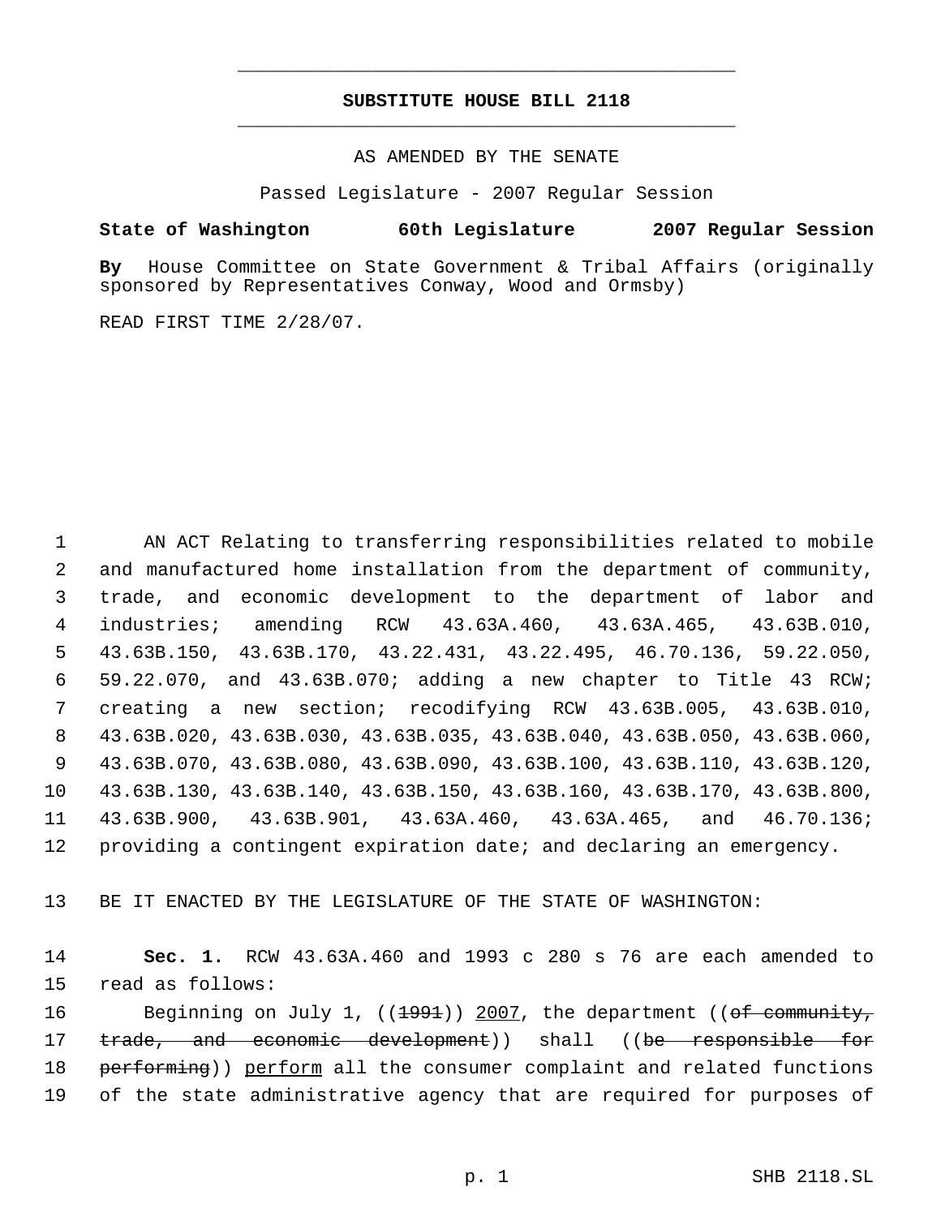# SUBSTITUTE HOUSE BILL 2118

AS AMENDED BY THE SENATE

Passed Legislature - 2007 Regular Session

**State of Washington 60th Legislature 2007 Regular Session**

**By** House Committee on State Government & Tribal Affairs (originally sponsored by Representatives Conway, Wood and Ormsby)

READ FIRST TIME 2/28/07.

AN ACT Relating to transferring responsibilities related to mobile and manufactured home installation from the department of community, trade, and economic development to the department of labor and industries; amending RCW 43.63A.460, 43.63A.465, 43.63B.010, 43.63B.150, 43.63B.170, 43.22.431, 43.22.495, 46.70.136, 59.22.050, 59.22.070, and 43.63B.070; adding a new chapter to Title 43 RCW; creating a new section; recodifying RCW 43.63B.005, 43.63B.010, 43.63B.020, 43.63B.030, 43.63B.035, 43.63B.040, 43.63B.050, 43.63B.060, 43.63B.070, 43.63B.080, 43.63B.090, 43.63B.100, 43.63B.110, 43.63B.120, 43.63B.130, 43.63B.140, 43.63B.150, 43.63B.160, 43.63B.170, 43.63B.800, 43.63B.900, 43.63B.901, 43.63A.460, 43.63A.465, and 46.70.136; providing a contingent expiration date; and declaring an emergency.

BE IT ENACTED BY THE LEGISLATURE OF THE STATE OF WASHINGTON:

**Sec. 1.** RCW 43.63A.460 and 1993 c 280 s 76 are each amended to read as follows:

Beginning on July 1, ((~~1991~~)) 2007, the department ((~~of community, trade, and economic development~~)) shall ((~~be responsible for performing~~)) perform all the consumer complaint and related functions of the state administrative agency that are required for purposes of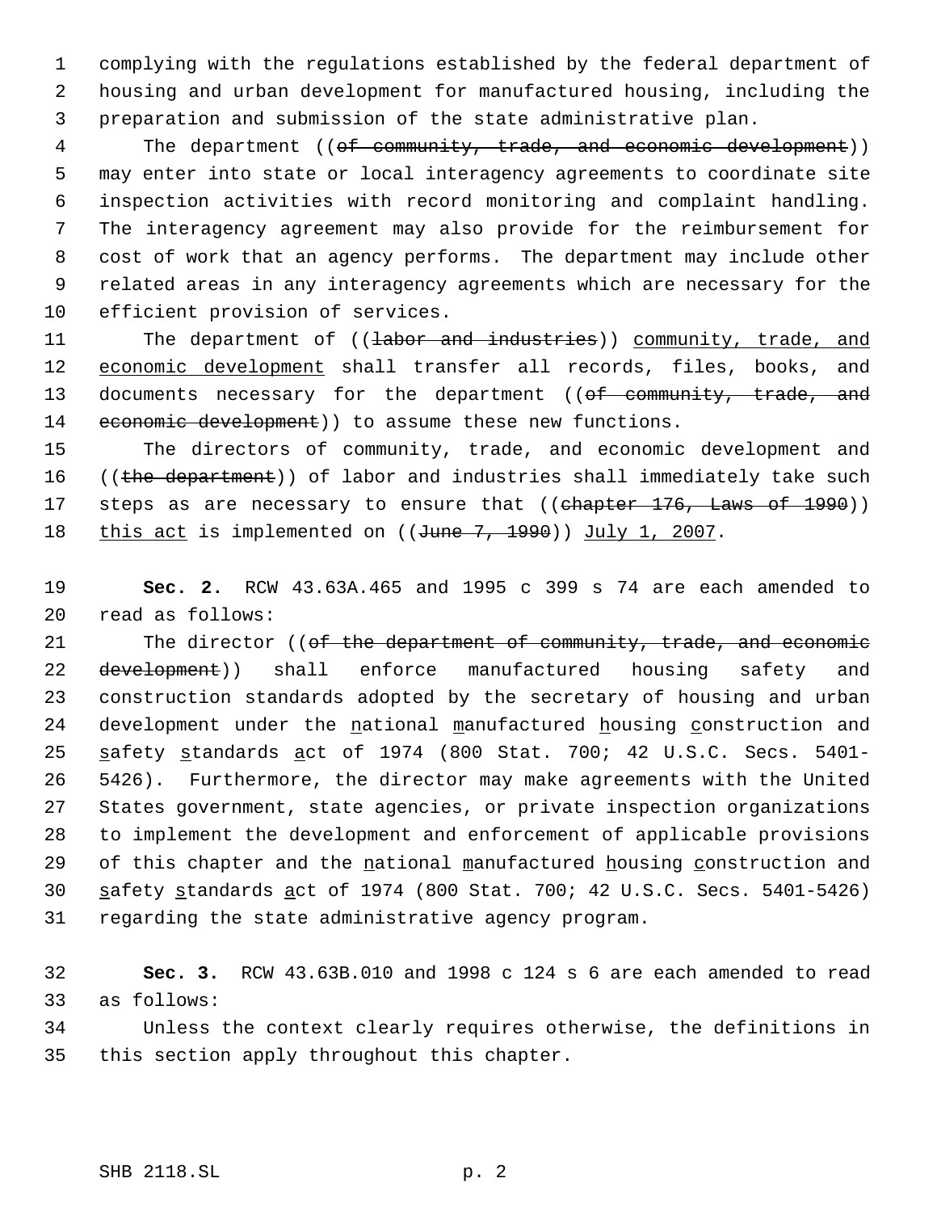complying with the regulations established by the federal department of housing and urban development for manufactured housing, including the preparation and submission of the state administrative plan.

The department ((~~of community, trade, and economic development~~)) may enter into state or local interagency agreements to coordinate site inspection activities with record monitoring and complaint handling. The interagency agreement may also provide for the reimbursement for cost of work that an agency performs. The department may include other related areas in any interagency agreements which are necessary for the efficient provision of services.

The department of ((~~labor and industries~~)) <u>community, trade, and economic development</u> shall transfer all records, files, books, and documents necessary for the department ((~~of community, trade, and economic development~~)) to assume these new functions.

The directors of community, trade, and economic development and ((~~the department~~)) of labor and industries shall immediately take such steps as are necessary to ensure that ((~~chapter 176, Laws of 1990~~)) <u>this act</u> is implemented on ((~~June 7, 1990~~)) <u>July 1, 2007</u>.

**Sec. 2.** RCW 43.63A.465 and 1995 c 399 s 74 are each amended to read as follows:

The director ((~~of the department of community, trade, and economic development~~)) shall enforce manufactured housing safety and construction standards adopted by the secretary of housing and urban development under the <u>n</u>ational <u>m</u>anufactured <u>h</u>ousing <u>c</u>onstruction and <u>s</u>afety <u>s</u>tandards <u>a</u>ct of 1974 (800 Stat. 700; 42 U.S.C. Secs. 5401-5426). Furthermore, the director may make agreements with the United States government, state agencies, or private inspection organizations to implement the development and enforcement of applicable provisions of this chapter and the <u>n</u>ational <u>m</u>anufactured <u>h</u>ousing <u>c</u>onstruction and <u>s</u>afety <u>s</u>tandards <u>a</u>ct of 1974 (800 Stat. 700; 42 U.S.C. Secs. 5401-5426) regarding the state administrative agency program.

**Sec. 3.** RCW 43.63B.010 and 1998 c 124 s 6 are each amended to read as follows:

Unless the context clearly requires otherwise, the definitions in this section apply throughout this chapter.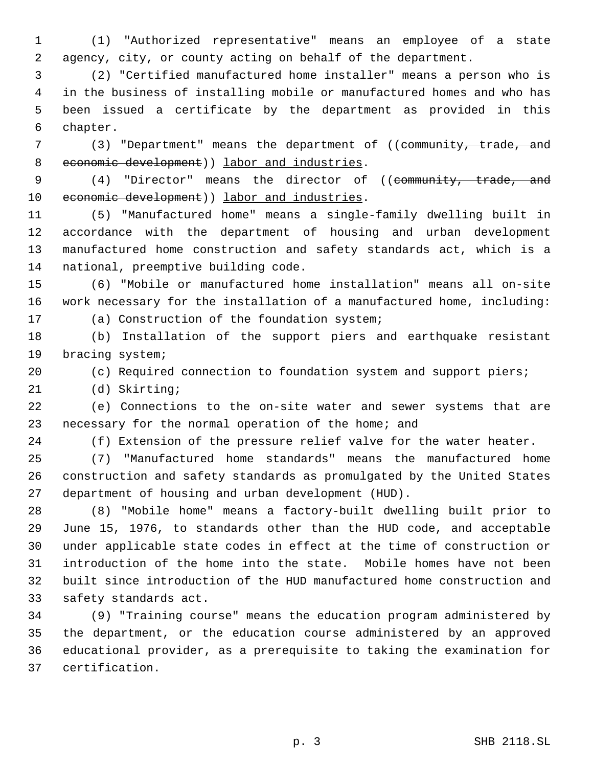(1) "Authorized representative" means an employee of a state agency, city, or county acting on behalf of the department.

(2) "Certified manufactured home installer" means a person who is in the business of installing mobile or manufactured homes and who has been issued a certificate by the department as provided in this chapter.

(3) "Department" means the department of ((~~community, trade, and economic development~~)) labor and industries.

(4) "Director" means the director of ((~~community, trade, and economic development~~)) labor and industries.

(5) "Manufactured home" means a single-family dwelling built in accordance with the department of housing and urban development manufactured home construction and safety standards act, which is a national, preemptive building code.

(6) "Mobile or manufactured home installation" means all on-site work necessary for the installation of a manufactured home, including:

(a) Construction of the foundation system;

(b) Installation of the support piers and earthquake resistant bracing system;

(c) Required connection to foundation system and support piers;

(d) Skirting;

(e) Connections to the on-site water and sewer systems that are necessary for the normal operation of the home; and

(f) Extension of the pressure relief valve for the water heater.

(7) "Manufactured home standards" means the manufactured home construction and safety standards as promulgated by the United States department of housing and urban development (HUD).

(8) "Mobile home" means a factory-built dwelling built prior to June 15, 1976, to standards other than the HUD code, and acceptable under applicable state codes in effect at the time of construction or introduction of the home into the state. Mobile homes have not been built since introduction of the HUD manufactured home construction and safety standards act.

(9) "Training course" means the education program administered by the department, or the education course administered by an approved educational provider, as a prerequisite to taking the examination for certification.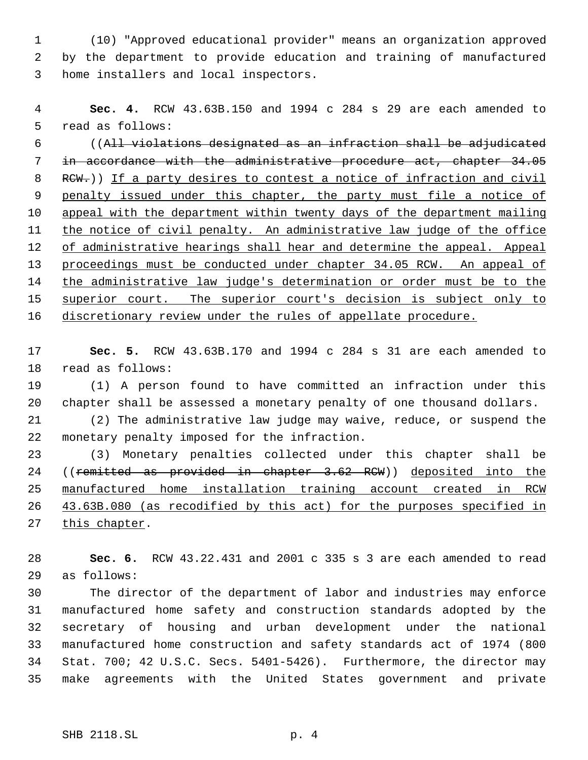(10) "Approved educational provider" means an organization approved by the department to provide education and training of manufactured home installers and local inspectors.

**Sec. 4.** RCW 43.63B.150 and 1994 c 284 s 29 are each amended to read as follows:

((~~All violations designated as an infraction shall be adjudicated in accordance with the administrative procedure act, chapter 34.05 RCW.~~)) <u>If a party desires to contest a notice of infraction and civil penalty issued under this chapter, the party must file a notice of appeal with the department within twenty days of the department mailing the notice of civil penalty. An administrative law judge of the office of administrative hearings shall hear and determine the appeal. Appeal proceedings must be conducted under chapter 34.05 RCW. An appeal of the administrative law judge's determination or order must be to the superior court. The superior court's decision is subject only to discretionary review under the rules of appellate procedure.</u>

**Sec. 5.** RCW 43.63B.170 and 1994 c 284 s 31 are each amended to read as follows:

(1) A person found to have committed an infraction under this chapter shall be assessed a monetary penalty of one thousand dollars.

(2) The administrative law judge may waive, reduce, or suspend the monetary penalty imposed for the infraction.

(3) Monetary penalties collected under this chapter shall be ((~~remitted as provided in chapter 3.62 RCW~~)) <u>deposited into the manufactured home installation training account created in RCW 43.63B.080 (as recodified by this act) for the purposes specified in this chapter</u>.

**Sec. 6.** RCW 43.22.431 and 2001 c 335 s 3 are each amended to read as follows:

The director of the department of labor and industries may enforce manufactured home safety and construction standards adopted by the secretary of housing and urban development under the national manufactured home construction and safety standards act of 1974 (800 Stat. 700; 42 U.S.C. Secs. 5401-5426). Furthermore, the director may make agreements with the United States government and private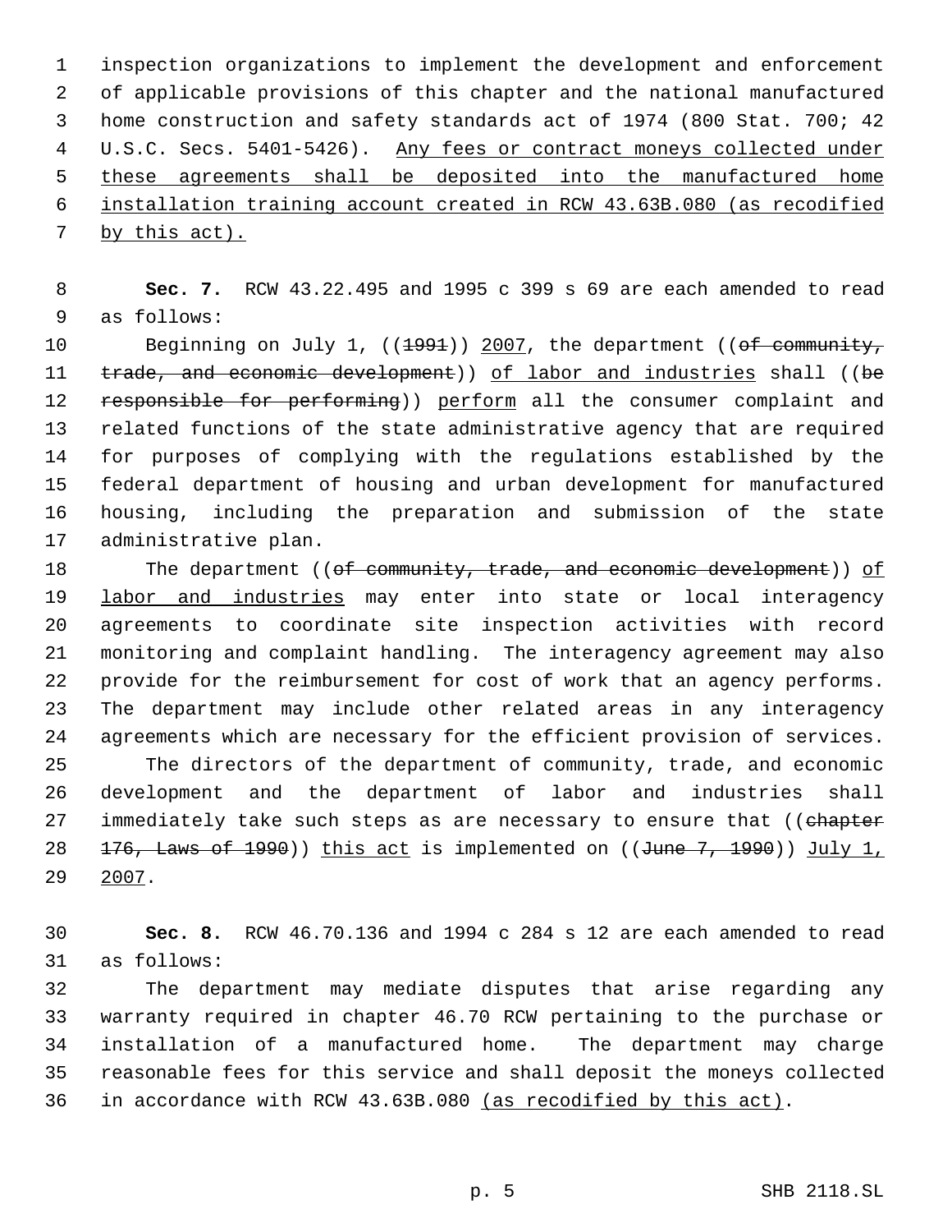inspection organizations to implement the development and enforcement of applicable provisions of this chapter and the national manufactured home construction and safety standards act of 1974 (800 Stat. 700; 42 U.S.C. Secs. 5401-5426). <u>Any fees or contract moneys collected under these agreements shall be deposited into the manufactured home installation training account created in RCW 43.63B.080 (as recodified by this act).</u>

**Sec. 7.** RCW 43.22.495 and 1995 c 399 s 69 are each amended to read as follows:

Beginning on July 1, ((~~1991~~)) <u>2007</u>, the department ((~~of community, trade, and economic development~~)) <u>of labor and industries</u> shall ((~~be responsible for performing~~)) <u>perform</u> all the consumer complaint and related functions of the state administrative agency that are required for purposes of complying with the regulations established by the federal department of housing and urban development for manufactured housing, including the preparation and submission of the state administrative plan.

The department ((~~of community, trade, and economic development~~)) <u>of labor and industries</u> may enter into state or local interagency agreements to coordinate site inspection activities with record monitoring and complaint handling. The interagency agreement may also provide for the reimbursement for cost of work that an agency performs. The department may include other related areas in any interagency agreements which are necessary for the efficient provision of services.

The directors of the department of community, trade, and economic development and the department of labor and industries shall immediately take such steps as are necessary to ensure that ((~~chapter 176, Laws of 1990~~)) <u>this act</u> is implemented on ((~~June 7, 1990~~)) <u>July 1, 2007</u>.

**Sec. 8.** RCW 46.70.136 and 1994 c 284 s 12 are each amended to read as follows:

The department may mediate disputes that arise regarding any warranty required in chapter 46.70 RCW pertaining to the purchase or installation of a manufactured home. The department may charge reasonable fees for this service and shall deposit the moneys collected in accordance with RCW 43.63B.080 <u>(as recodified by this act)</u>.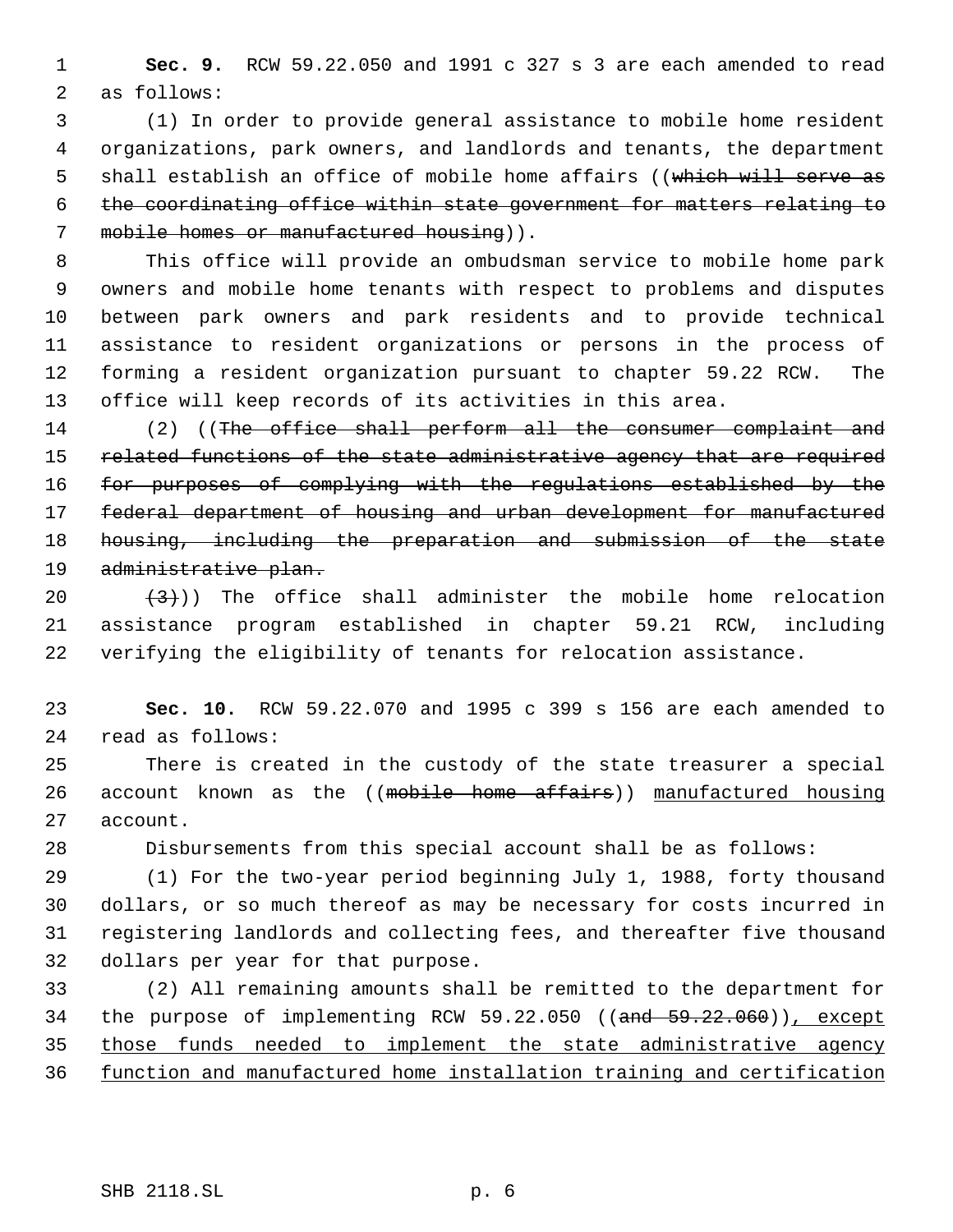**Sec. 9.** RCW 59.22.050 and 1991 c 327 s 3 are each amended to read as follows:

(1) In order to provide general assistance to mobile home resident organizations, park owners, and landlords and tenants, the department shall establish an office of mobile home affairs ((~~which will serve as the coordinating office within state government for matters relating to mobile homes or manufactured housing~~)).

This office will provide an ombudsman service to mobile home park owners and mobile home tenants with respect to problems and disputes between park owners and park residents and to provide technical assistance to resident organizations or persons in the process of forming a resident organization pursuant to chapter 59.22 RCW. The office will keep records of its activities in this area.

(2) ((~~The office shall perform all the consumer complaint and related functions of the state administrative agency that are required for purposes of complying with the regulations established by the federal department of housing and urban development for manufactured housing, including the preparation and submission of the state administrative plan.~~

~~(3)~~)) The office shall administer the mobile home relocation assistance program established in chapter 59.21 RCW, including verifying the eligibility of tenants for relocation assistance.

**Sec. 10.** RCW 59.22.070 and 1995 c 399 s 156 are each amended to read as follows:

There is created in the custody of the state treasurer a special account known as the ((~~mobile home affairs~~)) <u>manufactured housing</u> account.

Disbursements from this special account shall be as follows:

(1) For the two-year period beginning July 1, 1988, forty thousand dollars, or so much thereof as may be necessary for costs incurred in registering landlords and collecting fees, and thereafter five thousand dollars per year for that purpose.

(2) All remaining amounts shall be remitted to the department for the purpose of implementing RCW 59.22.050 ((~~and 59.22.060~~))<u>, except those funds needed to implement the state administrative agency function and manufactured home installation training and certification</u>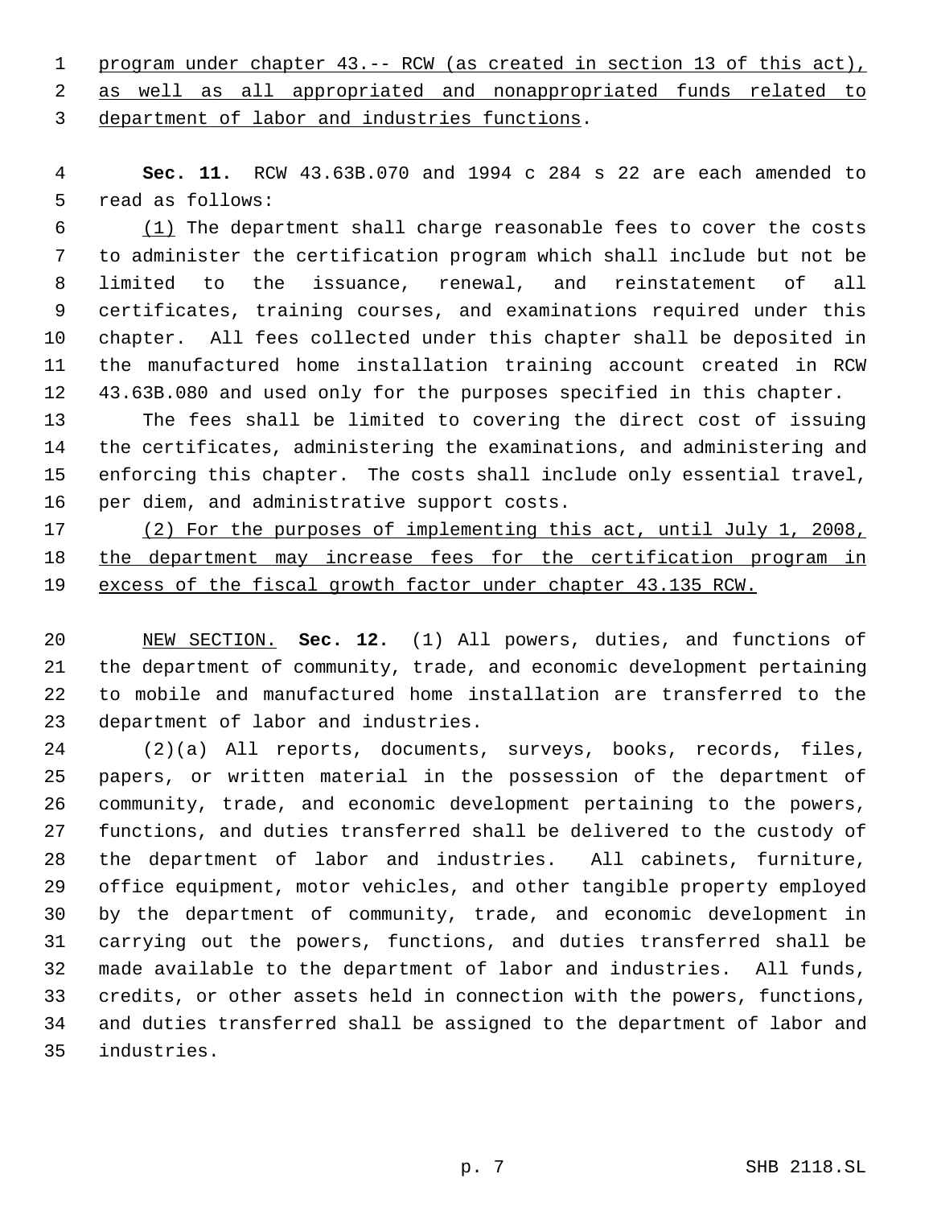program under chapter 43.-- RCW (as created in section 13 of this act), as well as all appropriated and nonappropriated funds related to department of labor and industries functions.

**Sec. 11.** RCW 43.63B.070 and 1994 c 284 s 22 are each amended to read as follows:

(1) The department shall charge reasonable fees to cover the costs to administer the certification program which shall include but not be limited to the issuance, renewal, and reinstatement of all certificates, training courses, and examinations required under this chapter. All fees collected under this chapter shall be deposited in the manufactured home installation training account created in RCW 43.63B.080 and used only for the purposes specified in this chapter.

The fees shall be limited to covering the direct cost of issuing the certificates, administering the examinations, and administering and enforcing this chapter. The costs shall include only essential travel, per diem, and administrative support costs.

(2) For the purposes of implementing this act, until July 1, 2008, the department may increase fees for the certification program in excess of the fiscal growth factor under chapter 43.135 RCW.

NEW SECTION. **Sec. 12.** (1) All powers, duties, and functions of the department of community, trade, and economic development pertaining to mobile and manufactured home installation are transferred to the department of labor and industries.

(2)(a) All reports, documents, surveys, books, records, files, papers, or written material in the possession of the department of community, trade, and economic development pertaining to the powers, functions, and duties transferred shall be delivered to the custody of the department of labor and industries. All cabinets, furniture, office equipment, motor vehicles, and other tangible property employed by the department of community, trade, and economic development in carrying out the powers, functions, and duties transferred shall be made available to the department of labor and industries. All funds, credits, or other assets held in connection with the powers, functions, and duties transferred shall be assigned to the department of labor and industries.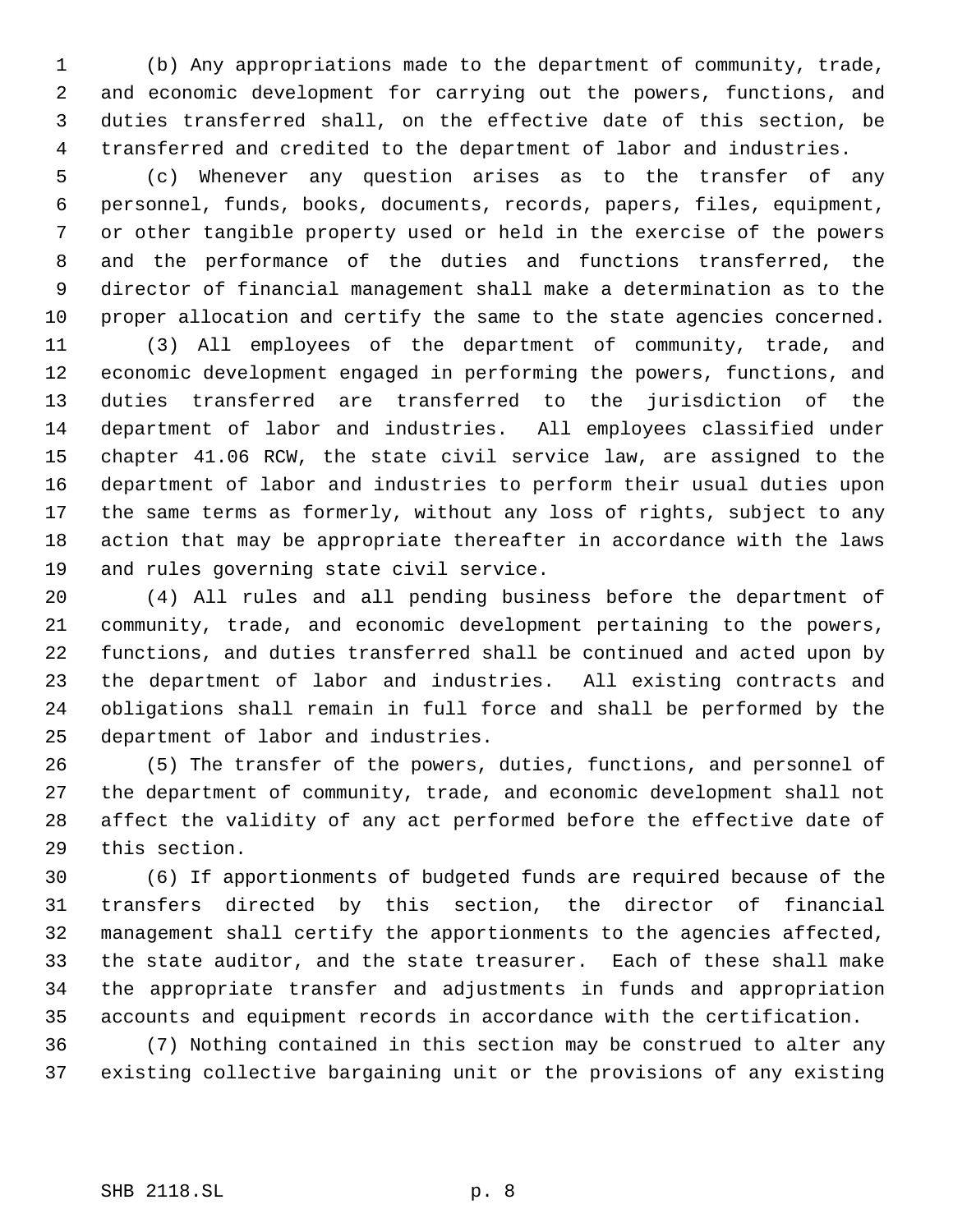(b) Any appropriations made to the department of community, trade, and economic development for carrying out the powers, functions, and duties transferred shall, on the effective date of this section, be transferred and credited to the department of labor and industries.

(c) Whenever any question arises as to the transfer of any personnel, funds, books, documents, records, papers, files, equipment, or other tangible property used or held in the exercise of the powers and the performance of the duties and functions transferred, the director of financial management shall make a determination as to the proper allocation and certify the same to the state agencies concerned.

(3) All employees of the department of community, trade, and economic development engaged in performing the powers, functions, and duties transferred are transferred to the jurisdiction of the department of labor and industries. All employees classified under chapter 41.06 RCW, the state civil service law, are assigned to the department of labor and industries to perform their usual duties upon the same terms as formerly, without any loss of rights, subject to any action that may be appropriate thereafter in accordance with the laws and rules governing state civil service.

(4) All rules and all pending business before the department of community, trade, and economic development pertaining to the powers, functions, and duties transferred shall be continued and acted upon by the department of labor and industries. All existing contracts and obligations shall remain in full force and shall be performed by the department of labor and industries.

(5) The transfer of the powers, duties, functions, and personnel of the department of community, trade, and economic development shall not affect the validity of any act performed before the effective date of this section.

(6) If apportionments of budgeted funds are required because of the transfers directed by this section, the director of financial management shall certify the apportionments to the agencies affected, the state auditor, and the state treasurer. Each of these shall make the appropriate transfer and adjustments in funds and appropriation accounts and equipment records in accordance with the certification.

(7) Nothing contained in this section may be construed to alter any existing collective bargaining unit or the provisions of any existing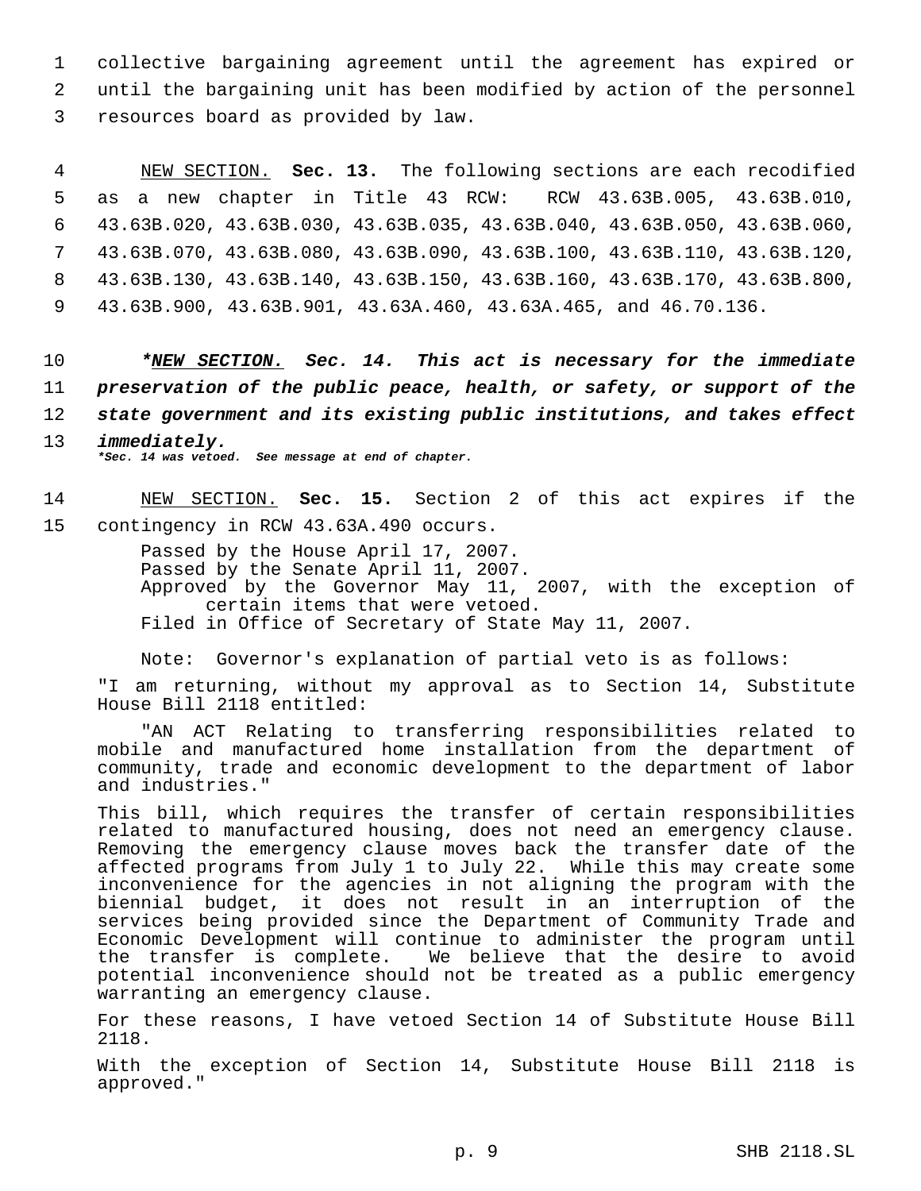collective bargaining agreement until the agreement has expired or until the bargaining unit has been modified by action of the personnel resources board as provided by law.

NEW SECTION. **Sec. 13.** The following sections are each recodified as a new chapter in Title 43 RCW: RCW 43.63B.005, 43.63B.010, 43.63B.020, 43.63B.030, 43.63B.035, 43.63B.040, 43.63B.050, 43.63B.060, 43.63B.070, 43.63B.080, 43.63B.090, 43.63B.100, 43.63B.110, 43.63B.120, 43.63B.130, 43.63B.140, 43.63B.150, 43.63B.160, 43.63B.170, 43.63B.800, 43.63B.900, 43.63B.901, 43.63A.460, 43.63A.465, and 46.70.136.

***\*NEW SECTION. Sec. 14. This act is necessary for the immediate preservation of the public peace, health, or safety, or support of the state government and its existing public institutions, and takes effect immediately.***

***\*Sec. 14 was vetoed. See message at end of chapter.***

NEW SECTION. **Sec. 15.** Section 2 of this act expires if the contingency in RCW 43.63A.490 occurs.

Passed by the House April 17, 2007.
Passed by the Senate April 11, 2007.
Approved by the Governor May 11, 2007, with the exception of certain items that were vetoed.
Filed in Office of Secretary of State May 11, 2007.

Note: Governor's explanation of partial veto is as follows:

"I am returning, without my approval as to Section 14, Substitute House Bill 2118 entitled:

"AN ACT Relating to transferring responsibilities related to mobile and manufactured home installation from the department of community, trade and economic development to the department of labor and industries."

This bill, which requires the transfer of certain responsibilities related to manufactured housing, does not need an emergency clause. Removing the emergency clause moves back the transfer date of the affected programs from July 1 to July 22. While this may create some inconvenience for the agencies in not aligning the program with the biennial budget, it does not result in an interruption of the services being provided since the Department of Community Trade and Economic Development will continue to administer the program until the transfer is complete. We believe that the desire to avoid potential inconvenience should not be treated as a public emergency warranting an emergency clause.

For these reasons, I have vetoed Section 14 of Substitute House Bill 2118.

With the exception of Section 14, Substitute House Bill 2118 is approved."